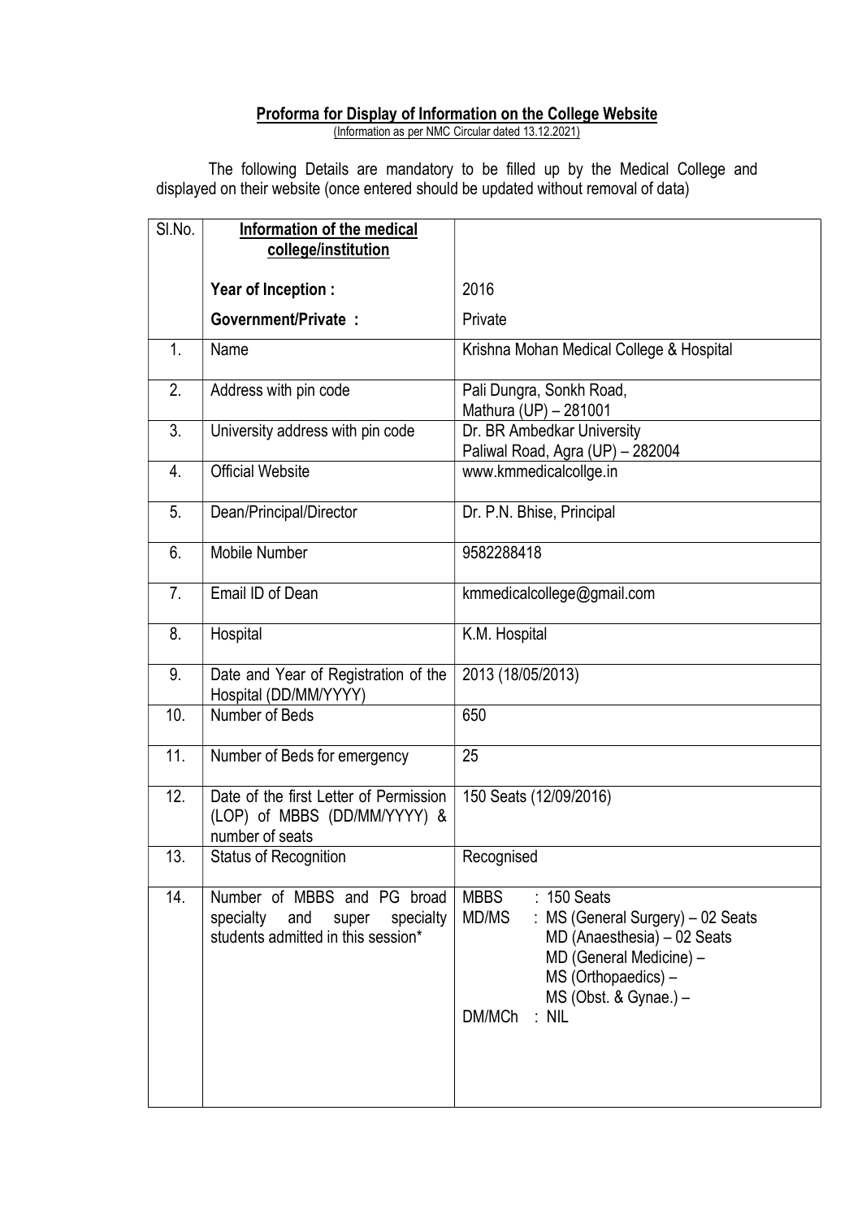## Proforma for Display of Information on the College Website

(Information as per NMC Circular dated 13.12.2021)

The following Details are mandatory to be filled up by the Medical College and displayed on their website (once entered should be updated without removal of data)

| Sl.No. | Information of the medical college/institution | |
|---|---|---|
| | **Year of Inception :** | 2016 |
| | **Government/Private :** | Private |
| 1. | Name | Krishna Mohan Medical College & Hospital |
| 2. | Address with pin code | Pali Dungra, Sonkh Road, Mathura (UP) – 281001 |
| 3. | University address with pin code | Dr. BR Ambedkar University Paliwal Road, Agra (UP) – 282004 |
| 4. | Official Website | www.kmmedicalcollge.in |
| 5. | Dean/Principal/Director | Dr. P.N. Bhise, Principal |
| 6. | Mobile Number | 9582288418 |
| 7. | Email ID of Dean | kmmedicalcollege@gmail.com |
| 8. | Hospital | K.M. Hospital |
| 9. | Date and Year of Registration of the Hospital (DD/MM/YYYY) | 2013 (18/05/2013) |
| 10. | Number of Beds | 650 |
| 11. | Number of Beds for emergency | 25 |
| 12. | Date of the first Letter of Permission (LOP) of MBBS (DD/MM/YYYY) & number of seats | 150 Seats (12/09/2016) |
| 13. | Status of Recognition | Recognised |
| 14. | Number of MBBS and PG broad specialty and super specialty students admitted in this session* | MBBS : 150 Seats<br>MD/MS : MS (General Surgery) – 02 Seats<br>MD (Anaesthesia) – 02 Seats<br>MD (General Medicine) –<br>MS (Orthopaedics) –<br>MS (Obst. & Gynae.) –<br>DM/MCh : NIL |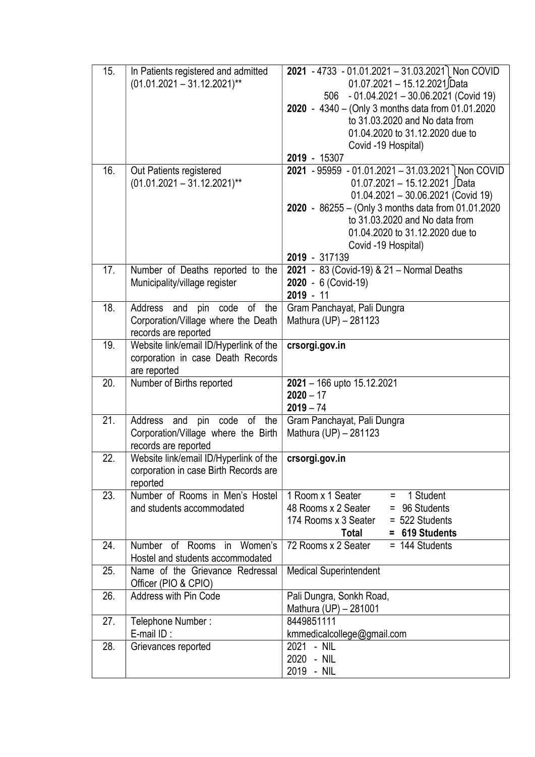| 15. | In Patients registered and admitted (01.01.2021 – 31.12.2021)** | **2021** - 4733 - 01.01.2021 – 31.03.2021 } Non COVID 01.07.2021 – 15.12.2021 } Data<br>506 - 01.04.2021 – 30.06.2021 (Covid 19)<br>**2020** - 4340 – (Only 3 months data from 01.01.2020 to 31.03.2020 and No data from 01.04.2020 to 31.12.2020 due to Covid -19 Hospital)<br>**2019** - 15307 |
|---|---|---|
| 16. | Out Patients registered (01.01.2021 – 31.12.2021)** | **2021** - 95959 - 01.01.2021 – 31.03.2021 } Non COVID 01.07.2021 – 15.12.2021 } Data<br>01.04.2021 – 30.06.2021 (Covid 19)<br>**2020** - 86255 – (Only 3 months data from 01.01.2020 to 31.03.2020 and No data from 01.04.2020 to 31.12.2020 due to Covid -19 Hospital)<br>**2019** - 317139 |
| 17. | Number of Deaths reported to the Municipality/village register | **2021** - 83 (Covid-19) & 21 – Normal Deaths<br>**2020** - 6 (Covid-19)<br>**2019** - 11 |
| 18. | Address and pin code of the Corporation/Village where the Death records are reported | Gram Panchayat, Pali Dungra<br>Mathura (UP) – 281123 |
| 19. | Website link/email ID/Hyperlink of the corporation in case Death Records are reported | **crsorgi.gov.in** |
| 20. | Number of Births reported | **2021** – 166 upto 15.12.2021<br>**2020** – 17<br>**2019** – 74 |
| 21. | Address and pin code of the Corporation/Village where the Birth records are reported | Gram Panchayat, Pali Dungra<br>Mathura (UP) – 281123 |
| 22. | Website link/email ID/Hyperlink of the corporation in case Birth Records are reported | **crsorgi.gov.in** |
| 23. | Number of Rooms in Men's Hostel and students accommodated | 1 Room x 1 Seater = 1 Student<br>48 Rooms x 2 Seater = 96 Students<br>174 Rooms x 3 Seater = 522 Students<br>**Total = 619 Students** |
| 24. | Number of Rooms in Women's Hostel and students accommodated | 72 Rooms x 2 Seater = 144 Students |
| 25. | Name of the Grievance Redressal Officer (PIO & CPIO) | Medical Superintendent |
| 26. | Address with Pin Code | Pali Dungra, Sonkh Road,<br>Mathura (UP) – 281001 |
| 27. | Telephone Number :<br>E-mail ID : | 8449851111<br>kmmedicalcollege@gmail.com |
| 28. | Grievances reported | 2021 - NIL<br>2020 - NIL<br>2019 - NIL |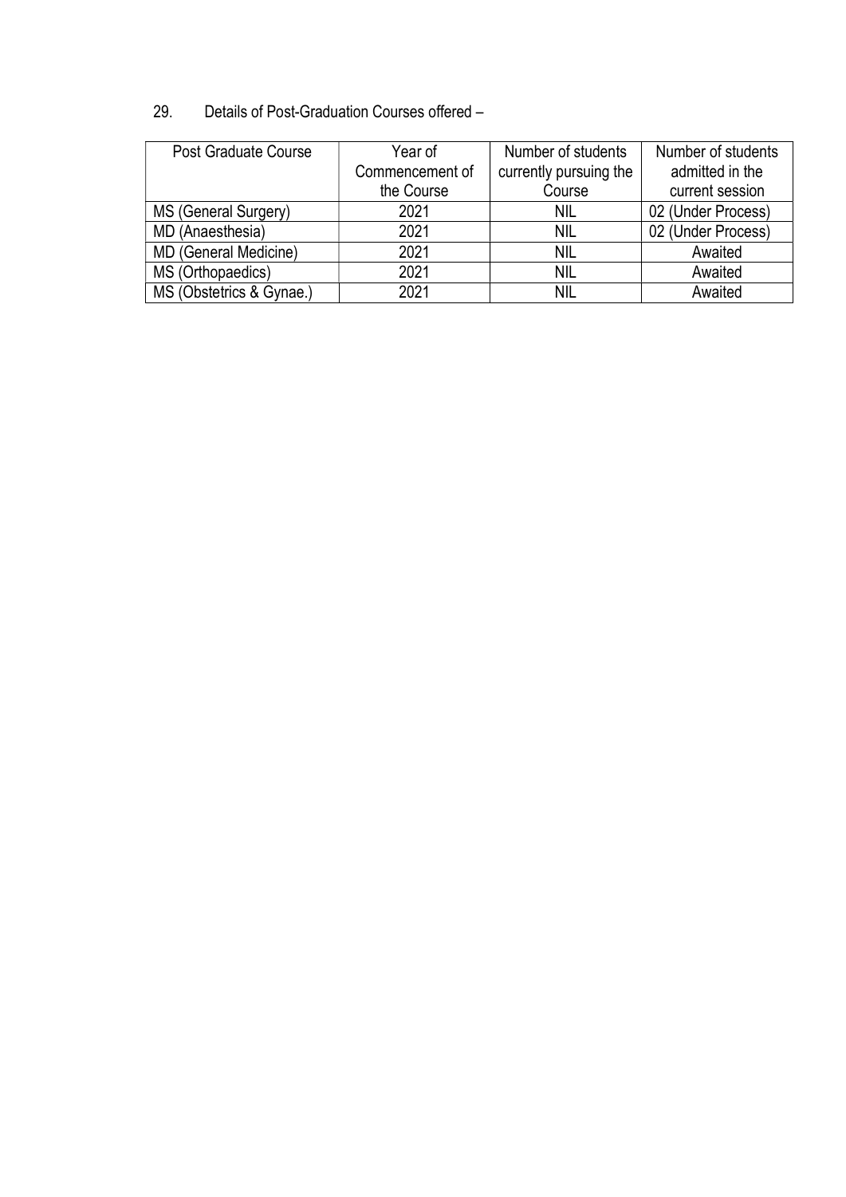29. Details of Post-Graduation Courses offered –

| Post Graduate Course | Year of Commencement of the Course | Number of students currently pursuing the Course | Number of students admitted in the current session |
|---|---|---|---|
| MS (General Surgery) | 2021 | NIL | 02 (Under Process) |
| MD (Anaesthesia) | 2021 | NIL | 02 (Under Process) |
| MD (General Medicine) | 2021 | NIL | Awaited |
| MS (Orthopaedics) | 2021 | NIL | Awaited |
| MS (Obstetrics & Gynae.) | 2021 | NIL | Awaited |